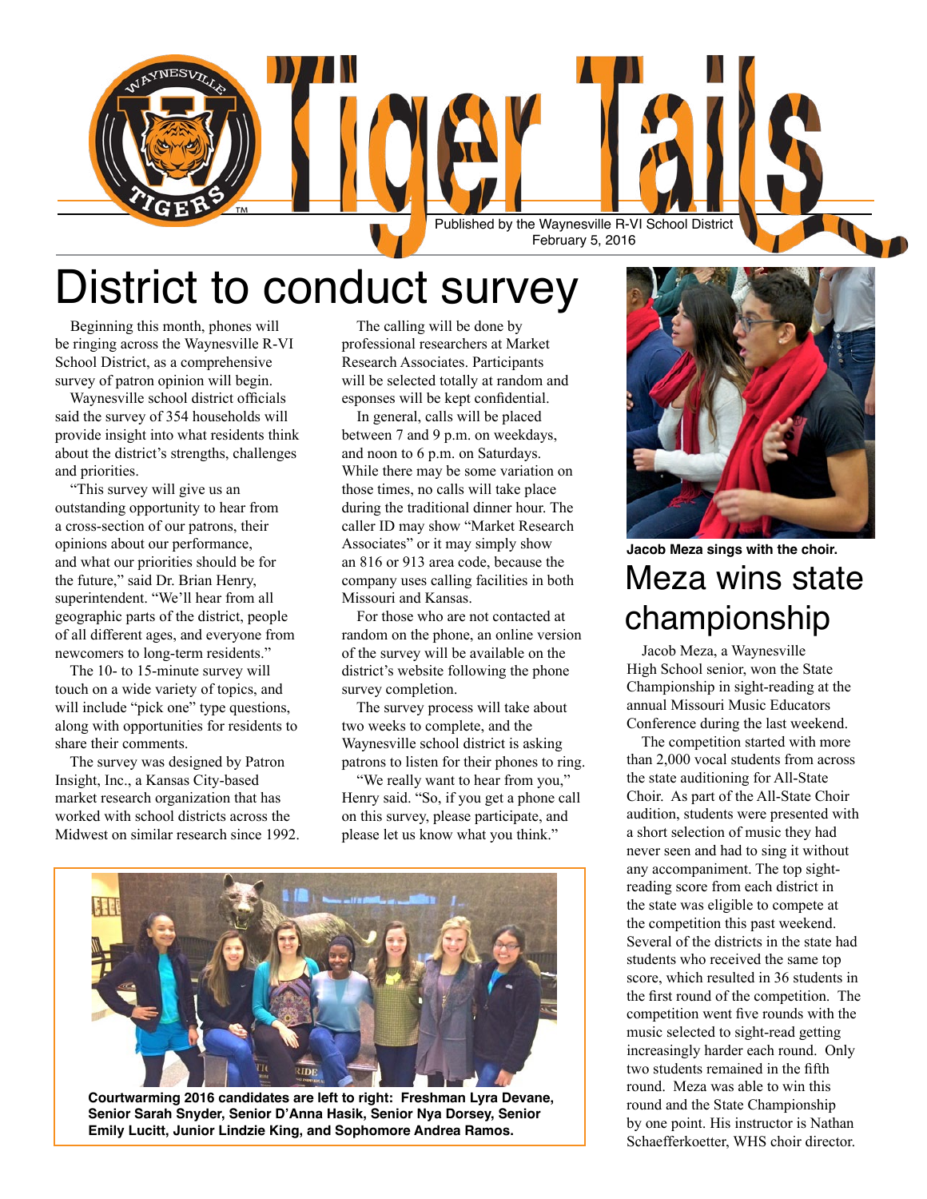# Tiger Tails

Published by the Waynesville R-VI School District
February 5, 2016

## District to conduct survey

Beginning this month, phones will be ringing across the Waynesville R-VI School District, as a comprehensive survey of patron opinion will begin.

Waynesville school district officials said the survey of 354 households will provide insight into what residents think about the district's strengths, challenges and priorities.

"This survey will give us an outstanding opportunity to hear from a cross-section of our patrons, their opinions about our performance, and what our priorities should be for the future," said Dr. Brian Henry, superintendent. "We'll hear from all geographic parts of the district, people of all different ages, and everyone from newcomers to long-term residents."

The 10- to 15-minute survey will touch on a wide variety of topics, and will include "pick one" type questions, along with opportunities for residents to share their comments.

The survey was designed by Patron Insight, Inc., a Kansas City-based market research organization that has worked with school districts across the Midwest on similar research since 1992.

The calling will be done by professional researchers at Market Research Associates. Participants will be selected totally at random and esponses will be kept confidential.

In general, calls will be placed between 7 and 9 p.m. on weekdays, and noon to 6 p.m. on Saturdays. While there may be some variation on those times, no calls will take place during the traditional dinner hour. The caller ID may show "Market Research Associates" or it may simply show an 816 or 913 area code, because the company uses calling facilities in both Missouri and Kansas.

For those who are not contacted at random on the phone, an online version of the survey will be available on the district's website following the phone survey completion.

The survey process will take about two weeks to complete, and the Waynesville school district is asking patrons to listen for their phones to ring.

"We really want to hear from you," Henry said. "So, if you get a phone call on this survey, please participate, and please let us know what you think."

**Courtwarming 2016 candidates are left to right: Freshman Lyra Devane, Senior Sarah Snyder, Senior D'Anna Hasik, Senior Nya Dorsey, Senior Emily Lucitt, Junior Lindzie King, and Sophomore Andrea Ramos.**

**Jacob Meza sings with the choir.**

## Meza wins state championship

Jacob Meza, a Waynesville High School senior, won the State Championship in sight-reading at the annual Missouri Music Educators Conference during the last weekend.

The competition started with more than 2,000 vocal students from across the state auditioning for All-State Choir. As part of the All-State Choir audition, students were presented with a short selection of music they had never seen and had to sing it without any accompaniment. The top sight-reading score from each district in the state was eligible to compete at the competition this past weekend. Several of the districts in the state had students who received the same top score, which resulted in 36 students in the first round of the competition. The competition went five rounds with the music selected to sight-read getting increasingly harder each round. Only two students remained in the fifth round. Meza was able to win this round and the State Championship by one point. His instructor is Nathan Schaefferkoetter, WHS choir director.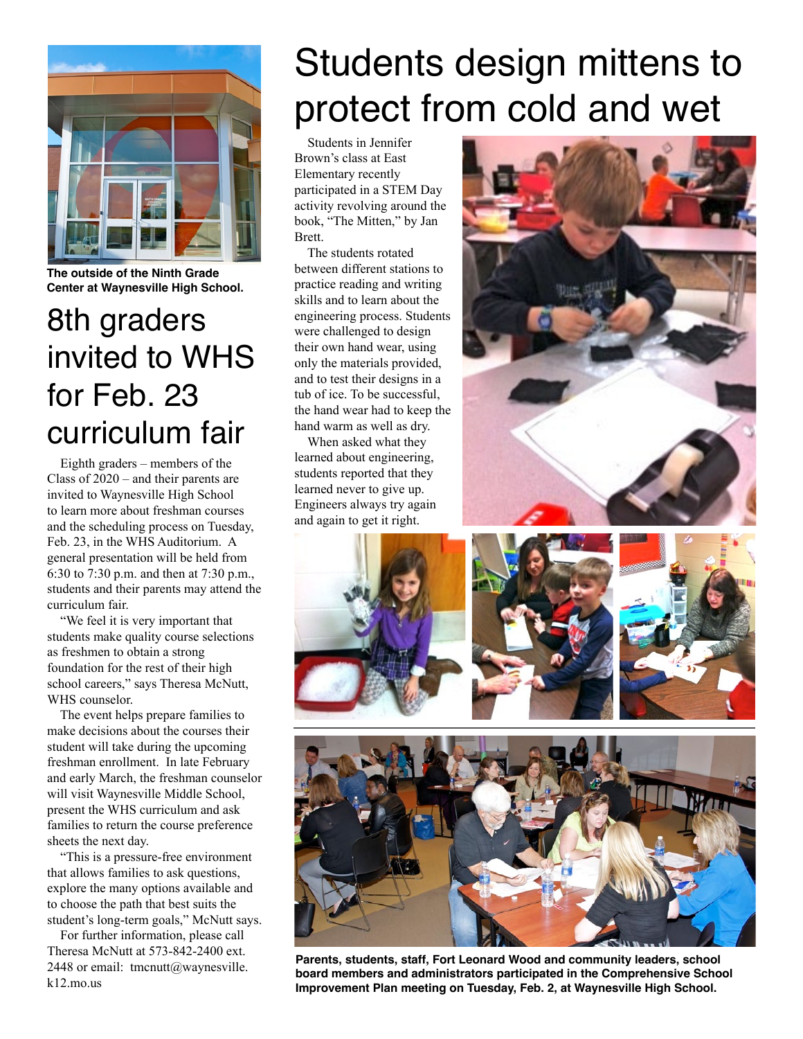The outside of the Ninth Grade Center at Waynesville High School.

# 8th graders invited to WHS for Feb. 23 curriculum fair

Eighth graders – members of the Class of 2020 – and their parents are invited to Waynesville High School to learn more about freshman courses and the scheduling process on Tuesday, Feb. 23, in the WHS Auditorium. A general presentation will be held from 6:30 to 7:30 p.m. and then at 7:30 p.m., students and their parents may attend the curriculum fair.

"We feel it is very important that students make quality course selections as freshmen to obtain a strong foundation for the rest of their high school careers," says Theresa McNutt, WHS counselor.

The event helps prepare families to make decisions about the courses their student will take during the upcoming freshman enrollment. In late February and early March, the freshman counselor will visit Waynesville Middle School, present the WHS curriculum and ask families to return the course preference sheets the next day.

"This is a pressure-free environment that allows families to ask questions, explore the many options available and to choose the path that best suits the student's long-term goals," McNutt says.

For further information, please call Theresa McNutt at 573-842-2400 ext. 2448 or email: tmcnutt@waynesville.k12.mo.us

# Students design mittens to protect from cold and wet

Students in Jennifer Brown's class at East Elementary recently participated in a STEM Day activity revolving around the book, "The Mitten," by Jan Brett.

The students rotated between different stations to practice reading and writing skills and to learn about the engineering process. Students were challenged to design their own hand wear, using only the materials provided, and to test their designs in a tub of ice. To be successful, the hand wear had to keep the hand warm as well as dry.

When asked what they learned about engineering, students reported that they learned never to give up. Engineers always try again and again to get it right.

**Parents, students, staff, Fort Leonard Wood and community leaders, school board members and administrators participated in the Comprehensive School Improvement Plan meeting on Tuesday, Feb. 2, at Waynesville High School.**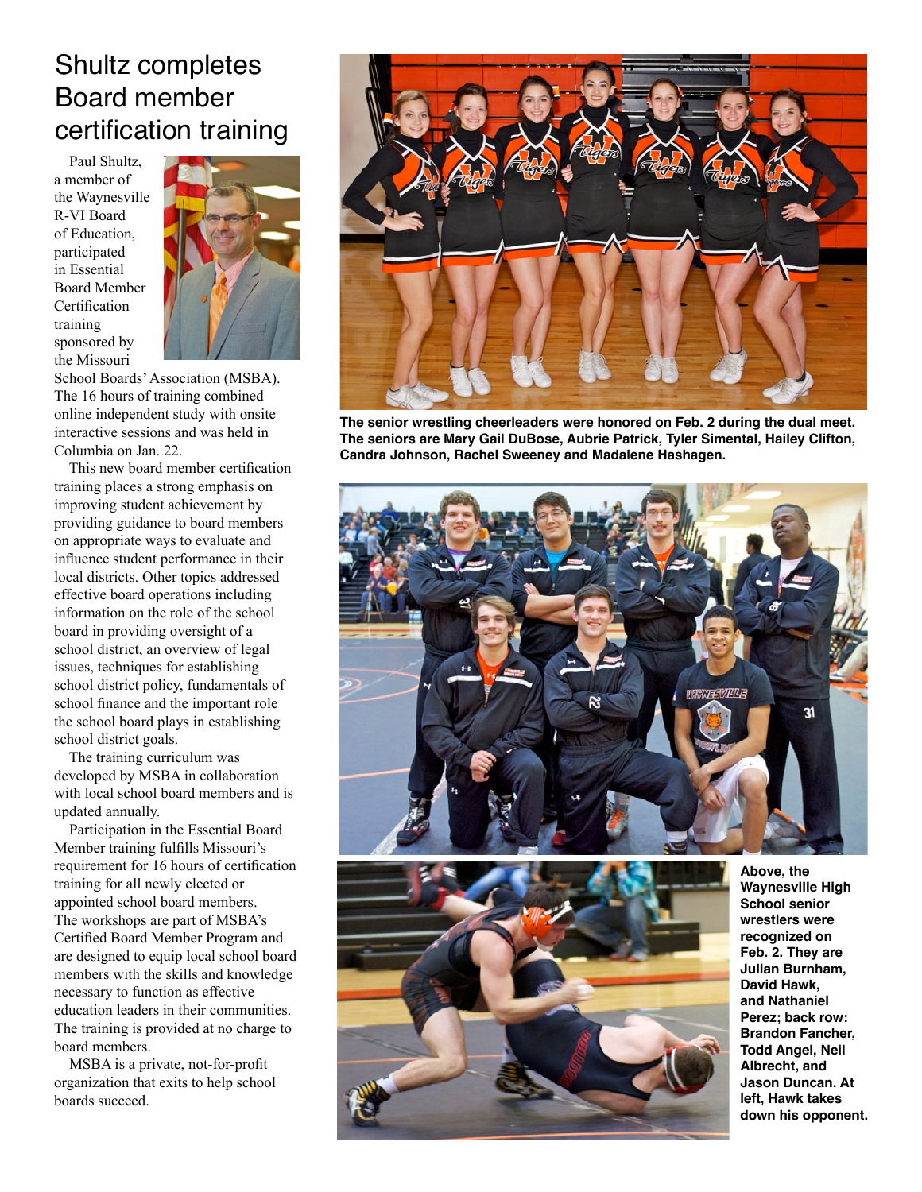# Shultz completes Board member certification training

Paul Shultz, a member of the Waynesville R-VI Board of Education, participated in Essential Board Member Certification training sponsored by the Missouri School Boards' Association (MSBA). The 16 hours of training combined online independent study with onsite interactive sessions and was held in Columbia on Jan. 22.

This new board member certification training places a strong emphasis on improving student achievement by providing guidance to board members on appropriate ways to evaluate and influence student performance in their local districts. Other topics addressed effective board operations including information on the role of the school board in providing oversight of a school district, an overview of legal issues, techniques for establishing school district policy, fundamentals of school finance and the important role the school board plays in establishing school district goals.

The training curriculum was developed by MSBA in collaboration with local school board members and is updated annually.

Participation in the Essential Board Member training fulfills Missouri's requirement for 16 hours of certification training for all newly elected or appointed school board members. The workshops are part of MSBA's Certified Board Member Program and are designed to equip local school board members with the skills and knowledge necessary to function as effective education leaders in their communities. The training is provided at no charge to board members.

MSBA is a private, not-for-profit organization that exits to help school boards succeed.

**The senior wrestling cheerleaders were honored on Feb. 2 during the dual meet. The seniors are Mary Gail DuBose, Aubrie Patrick, Tyler Simental, Hailey Clifton, Candra Johnson, Rachel Sweeney and Madalene Hashagen.**

**Above, the Waynesville High School senior wrestlers were recognized on Feb. 2. They are Julian Burnham, David Hawk, and Nathaniel Perez; back row: Brandon Fancher, Todd Angel, Neil Albrecht, and Jason Duncan. At left, Hawk takes down his opponent.**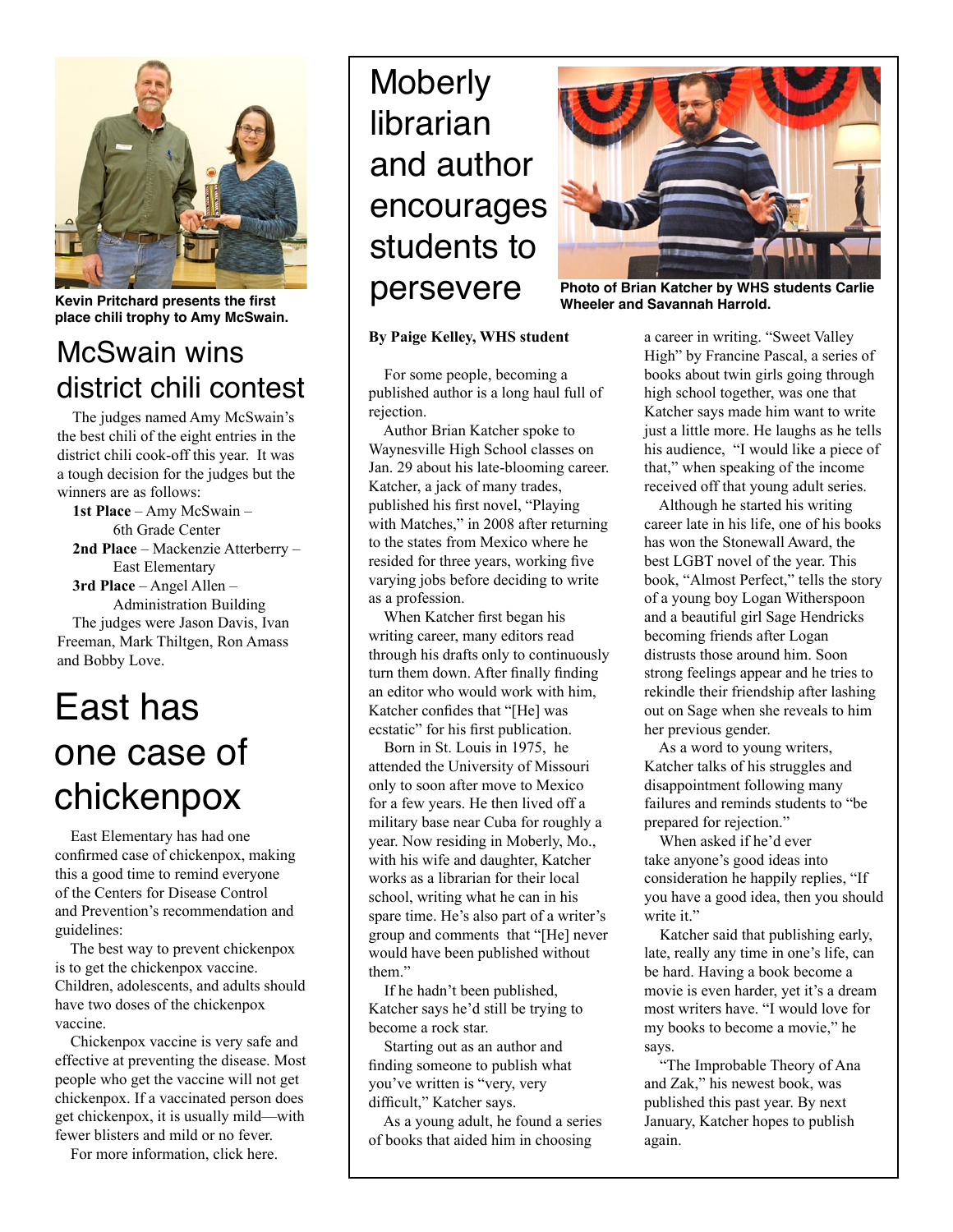Kevin Pritchard presents the first place chili trophy to Amy McSwain.

## McSwain wins district chili contest

The judges named Amy McSwain's the best chili of the eight entries in the district chili cook-off this year. It was a tough decision for the judges but the winners are as follows:

**1st Place** – Amy McSwain – 6th Grade Center
**2nd Place** – Mackenzie Atterberry – East Elementary
**3rd Place** – Angel Allen – Administration Building

The judges were Jason Davis, Ivan Freeman, Mark Thiltgen, Ron Amass and Bobby Love.

## East has one case of chickenpox

East Elementary has had one confirmed case of chickenpox, making this a good time to remind everyone of the Centers for Disease Control and Prevention's recommendation and guidelines:

The best way to prevent chickenpox is to get the chickenpox vaccine. Children, adolescents, and adults should have two doses of the chickenpox vaccine.

Chickenpox vaccine is very safe and effective at preventing the disease. Most people who get the vaccine will not get chickenpox. If a vaccinated person does get chickenpox, it is usually mild—with fewer blisters and mild or no fever.

For more information, click here.

## Moberly librarian and author encourages students to persevere

Photo of Brian Katcher by WHS students Carlie Wheeler and Savannah Harrold.

**By Paige Kelley, WHS student**

For some people, becoming a published author is a long haul full of rejection.

Author Brian Katcher spoke to Waynesville High School classes on Jan. 29 about his late-blooming career. Katcher, a jack of many trades, published his first novel, "Playing with Matches," in 2008 after returning to the states from Mexico where he resided for three years, working five varying jobs before deciding to write as a profession.

When Katcher first began his writing career, many editors read through his drafts only to continuously turn them down. After finally finding an editor who would work with him, Katcher confides that "[He] was ecstatic" for his first publication.

Born in St. Louis in 1975, he attended the University of Missouri only to soon after move to Mexico for a few years. He then lived off a military base near Cuba for roughly a year. Now residing in Moberly, Mo., with his wife and daughter, Katcher works as a librarian for their local school, writing what he can in his spare time. He's also part of a writer's group and comments that "[He] never would have been published without them."

If he hadn't been published, Katcher says he'd still be trying to become a rock star.

Starting out as an author and finding someone to publish what you've written is "very, very difficult," Katcher says.

As a young adult, he found a series of books that aided him in choosing a career in writing. "Sweet Valley High" by Francine Pascal, a series of books about twin girls going through high school together, was one that Katcher says made him want to write just a little more. He laughs as he tells his audience, "I would like a piece of that," when speaking of the income received off that young adult series.

Although he started his writing career late in his life, one of his books has won the Stonewall Award, the best LGBT novel of the year. This book, "Almost Perfect," tells the story of a young boy Logan Witherspoon and a beautiful girl Sage Hendricks becoming friends after Logan distrusts those around him. Soon strong feelings appear and he tries to rekindle their friendship after lashing out on Sage when she reveals to him her previous gender.

As a word to young writers, Katcher talks of his struggles and disappointment following many failures and reminds students to "be prepared for rejection."

When asked if he'd ever take anyone's good ideas into consideration he happily replies, "If you have a good idea, then you should write it."

Katcher said that publishing early, late, really any time in one's life, can be hard. Having a book become a movie is even harder, yet it's a dream most writers have. "I would love for my books to become a movie," he says.

"The Improbable Theory of Ana and Zak," his newest book, was published this past year. By next January, Katcher hopes to publish again.